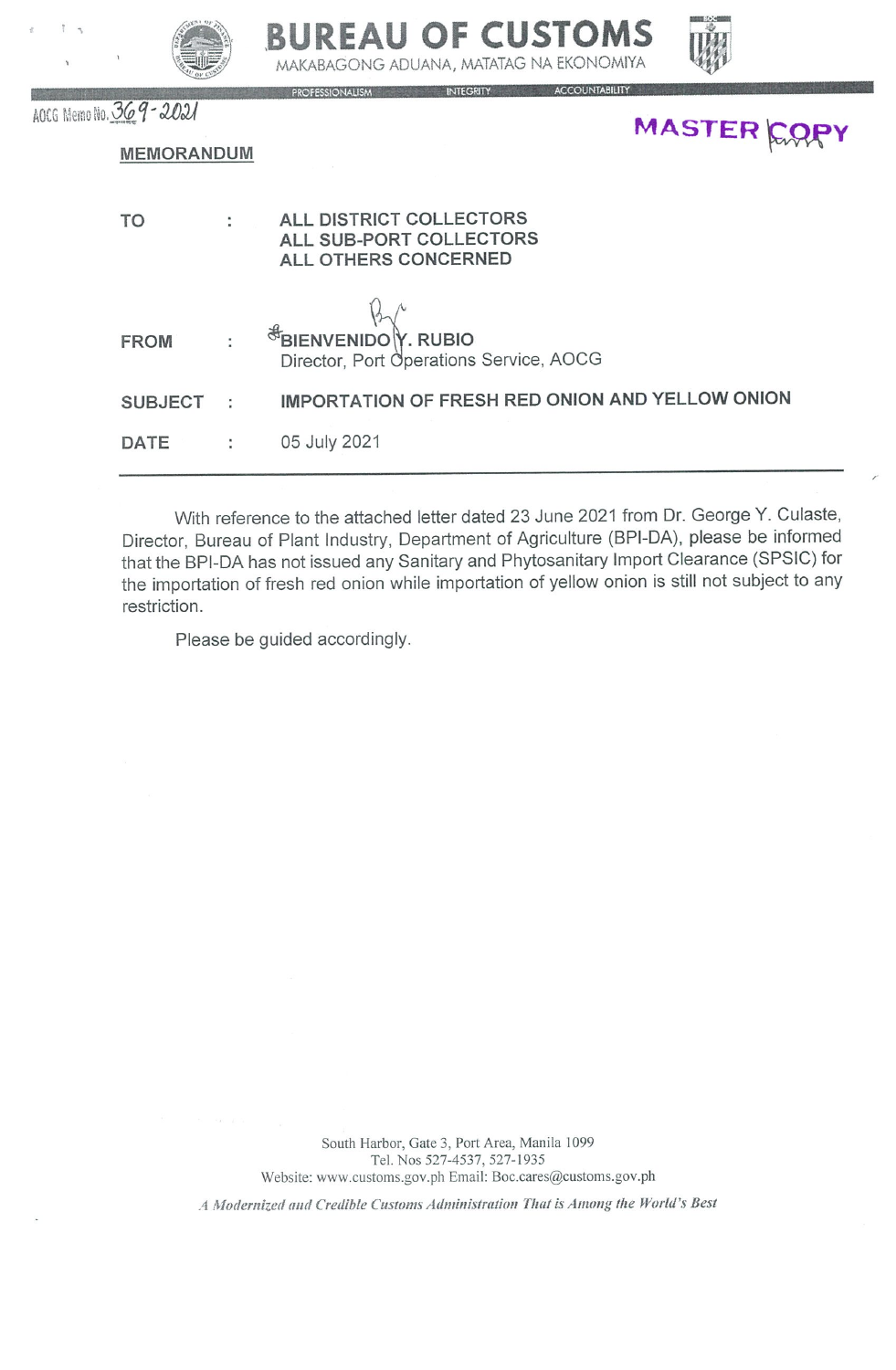# BUREAU OF CUSTOMS

MAKABAGONG ADUANA, MATATAG NA EKONOMIYA

PROFESSIONALISM · INTEGRITY · ACCOUNTABILITY

AOCG Memo No. 369-2021

MASTER COPY

## MEMORANDUM

| | | |
|---|---|---|
| **TO** | : | **ALL DISTRICT COLLECTORS** <br> **ALL SUB-PORT COLLECTORS** <br> **ALL OTHERS CONCERNED** |
| **FROM** | : | **BIENVENIDO Y. RUBIO** <br> Director, Port Operations Service, AOCG |
| **SUBJECT** | : | **IMPORTATION OF FRESH RED ONION AND YELLOW ONION** |
| **DATE** | : | 05 July 2021 |

---

With reference to the attached letter dated 23 June 2021 from Dr. George Y. Culaste, Director, Bureau of Plant Industry, Department of Agriculture (BPI-DA), please be informed that the BPI-DA has not issued any Sanitary and Phytosanitary Import Clearance (SPSIC) for the importation of fresh red onion while importation of yellow onion is still not subject to any restriction.

Please be guided accordingly.

South Harbor, Gate 3, Port Area, Manila 1099
Tel. Nos 527-4537, 527-1935
Website: www.customs.gov.ph Email: Boc.cares@customs.gov.ph

*A Modernized and Credible Customs Administration That is Among the World's Best*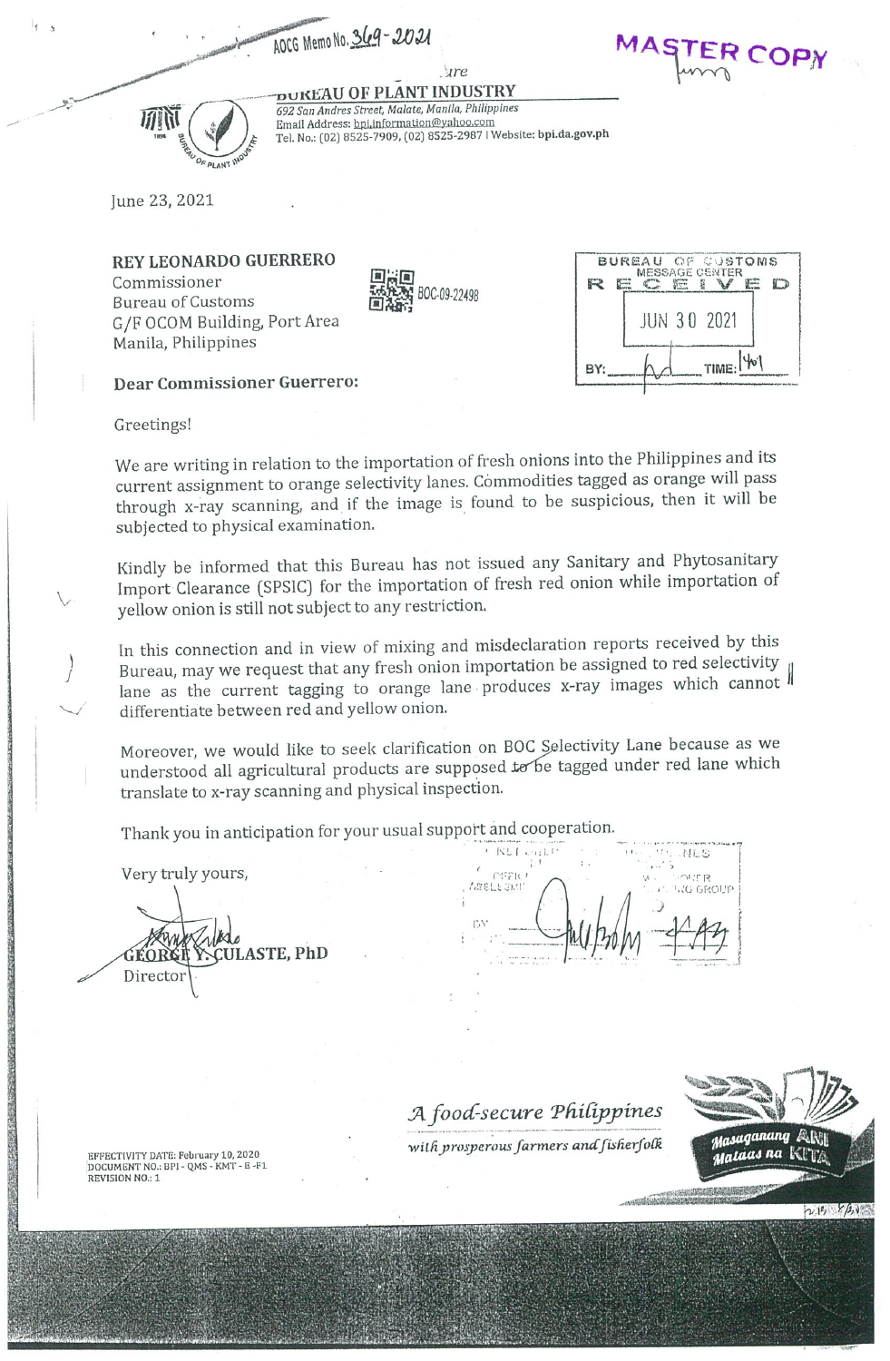AOCG Memo No. 369-2021

MASTER COPY

**BUREAU OF PLANT INDUSTRY**
*692 San Andres Street, Malate, Manila, Philippines*
Email Address: bpi.information@yahoo.com
Tel. No.: (02) 8525-7909, (02) 8525-2987 | Website: bpi.da.gov.ph

June 23, 2021

**REY LEONARDO GUERRERO**
Commissioner
Bureau of Customs
G/F OCOM Building, Port Area
Manila, Philippines

BOC-09-22498

BUREAU OF CUSTOMS
MESSAGE CENTER
RECEIVED
JUN 30 2021
BY: ______ TIME: 1401

**Dear Commissioner Guerrero:**

Greetings!

We are writing in relation to the importation of fresh onions into the Philippines and its current assignment to orange selectivity lanes. Commodities tagged as orange will pass through x-ray scanning, and if the image is found to be suspicious, then it will be subjected to physical examination.

Kindly be informed that this Bureau has not issued any Sanitary and Phytosanitary Import Clearance (SPSIC) for the importation of fresh red onion while importation of yellow onion is still not subject to any restriction.

In this connection and in view of mixing and misdeclaration reports received by this Bureau, may we request that any fresh onion importation be assigned to red selectivity lane as the current tagging to orange lane produces x-ray images which cannot differentiate between red and yellow onion.

Moreover, we would like to seek clarification on BOC Selectivity Lane because as we understood all agricultural products are supposed to be tagged under red lane which translate to x-ray scanning and physical inspection.

Thank you in anticipation for your usual support and cooperation.

Very truly yours,

**GEORGE Y. CULASTE, PhD**
Director

*A food-secure Philippines*
*with prosperous farmers and fisherfolk*

Masaganang ANI Mataas na KITA

EFFECTIVITY DATE: February 10, 2020
DOCUMENT NO.: BPI - QMS - KMT - E -F1
REVISION NO.: 1